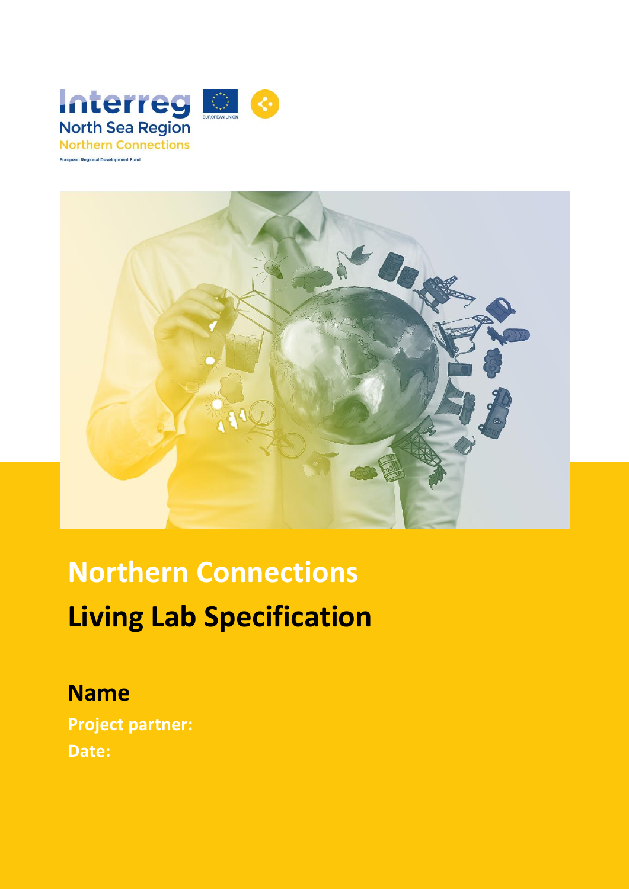Interreg
North Sea Region
Northern Connections
European Regional Development Fund

EUROPEAN UNION

# Northern Connections

# Living Lab Specification

## Name

**Project partner:**

**Date:**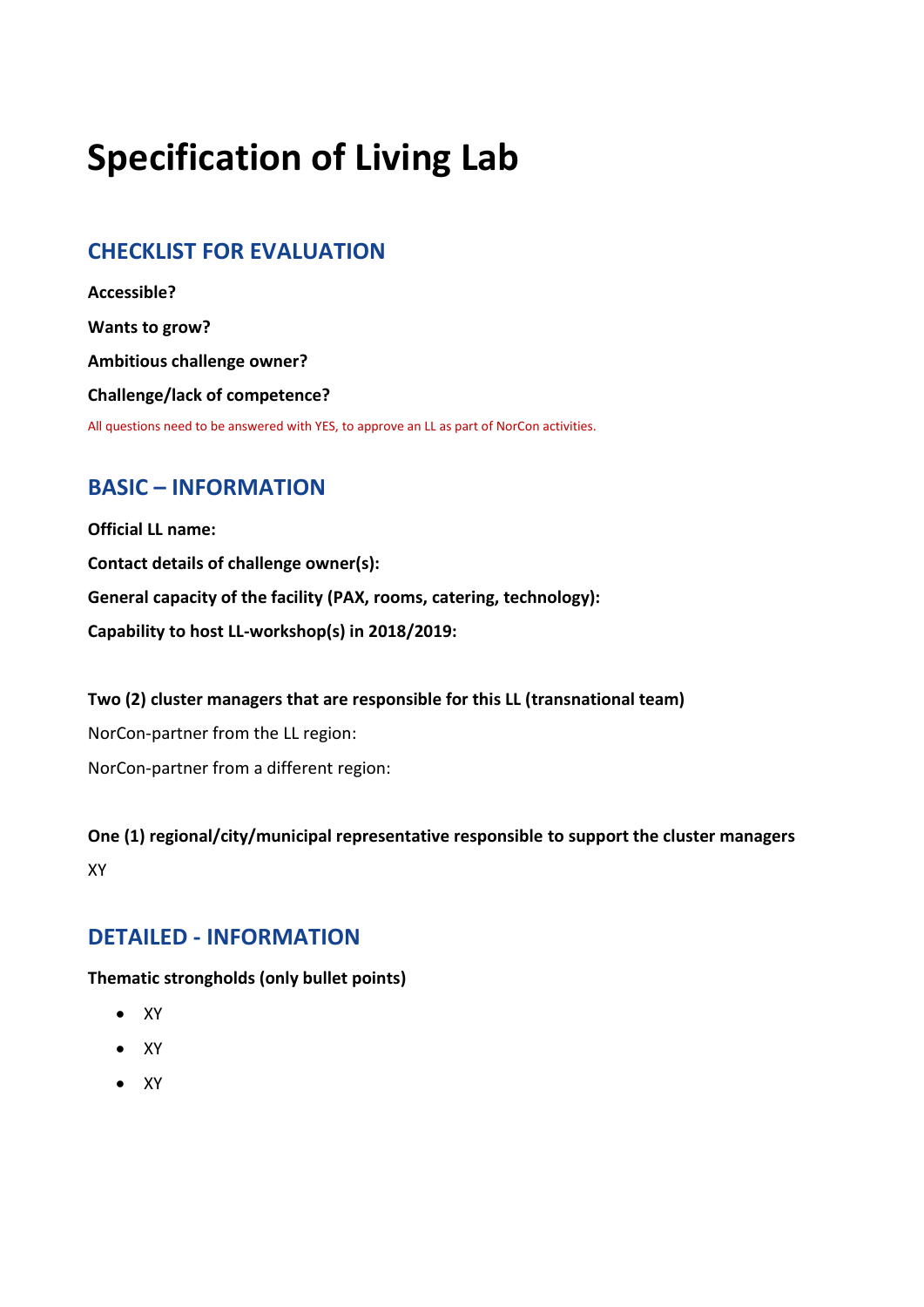# Specification of Living Lab

## CHECKLIST FOR EVALUATION

**Accessible?**

**Wants to grow?**

**Ambitious challenge owner?**

**Challenge/lack of competence?**

All questions need to be answered with YES, to approve an LL as part of NorCon activities.

## BASIC – INFORMATION

**Official LL name:**

**Contact details of challenge owner(s):**

**General capacity of the facility (PAX, rooms, catering, technology):**

**Capability to host LL-workshop(s) in 2018/2019:**

**Two (2) cluster managers that are responsible for this LL (transnational team)**

NorCon-partner from the LL region:

NorCon-partner from a different region:

**One (1) regional/city/municipal representative responsible to support the cluster managers**

XY

## DETAILED - INFORMATION

**Thematic strongholds (only bullet points)**

- XY
- XY
- XY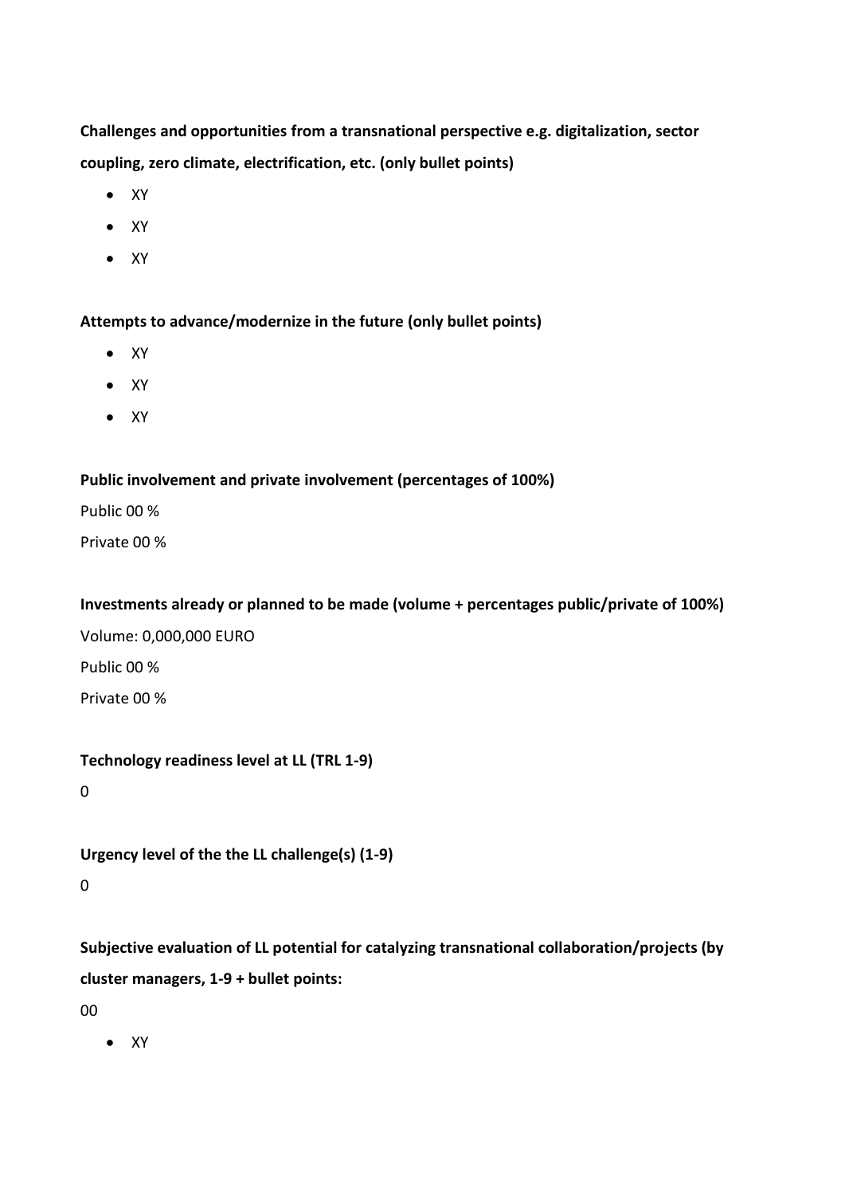**Challenges and opportunities from a transnational perspective e.g. digitalization, sector coupling, zero climate, electrification, etc. (only bullet points)**

- XY
- XY
- XY

**Attempts to advance/modernize in the future (only bullet points)**

- XY
- XY
- XY

**Public involvement and private involvement (percentages of 100%)**

Public 00 %

Private 00 %

**Investments already or planned to be made (volume + percentages public/private of 100%)**

Volume: 0,000,000 EURO

Public 00 %

Private 00 %

**Technology readiness level at LL (TRL 1-9)**

0

**Urgency level of the the LL challenge(s) (1-9)**

0

**Subjective evaluation of LL potential for catalyzing transnational collaboration/projects (by cluster managers, 1-9 + bullet points:**

00

- XY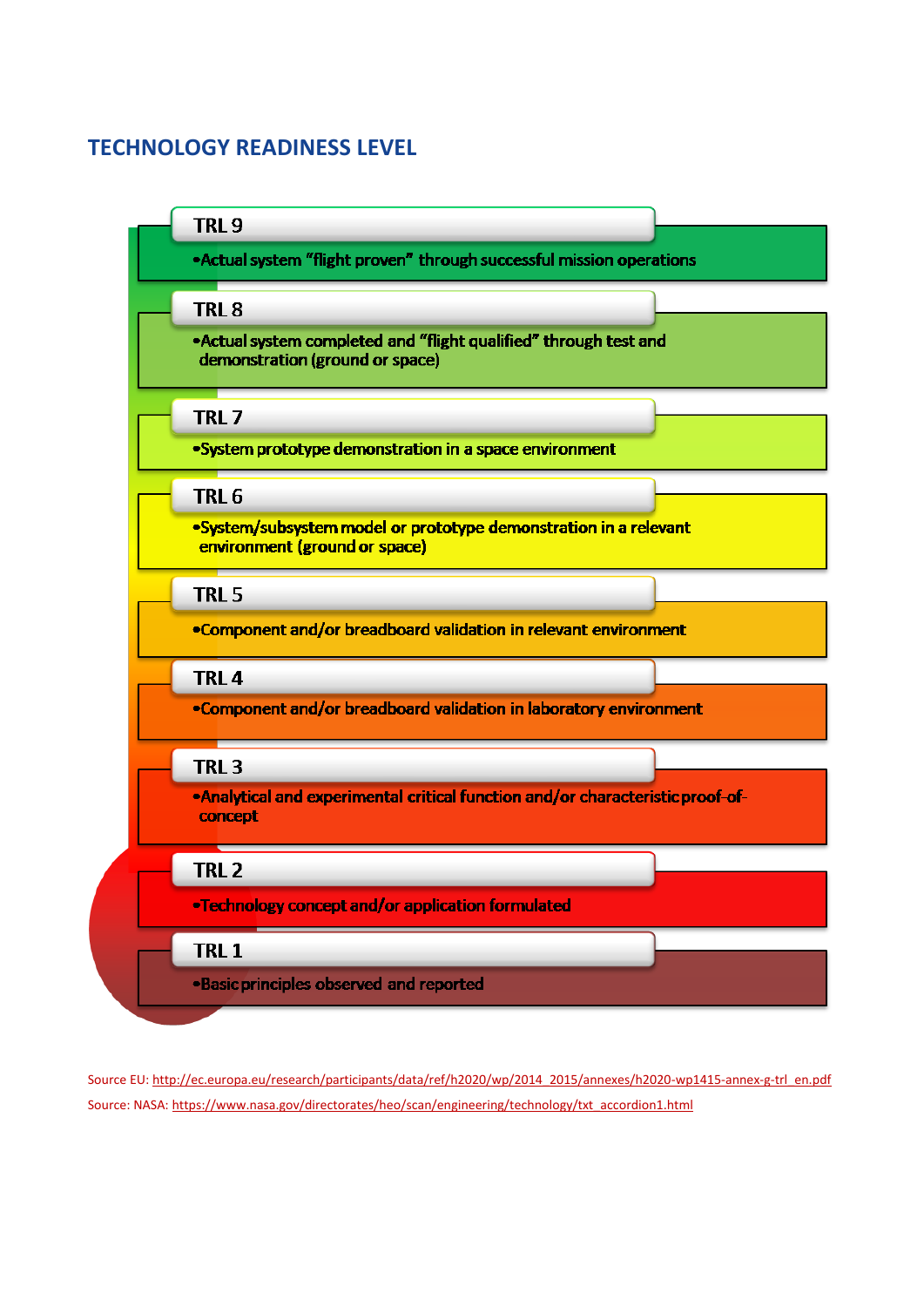## TECHNOLOGY READINESS LEVEL

**TRL 9**

- Actual system "flight proven" through successful mission operations

**TRL 8**

- Actual system completed and "flight qualified" through test and demonstration (ground or space)

**TRL 7**

- System prototype demonstration in a space environment

**TRL 6**

- System/subsystem model or prototype demonstration in a relevant environment (ground or space)

**TRL 5**

- Component and/or breadboard validation in relevant environment

**TRL 4**

- Component and/or breadboard validation in laboratory environment

**TRL 3**

- Analytical and experimental critical function and/or characteristic proof-of-concept

**TRL 2**

- Technology concept and/or application formulated

**TRL 1**

- Basic principles observed and reported

Source EU: http://ec.europa.eu/research/participants/data/ref/h2020/wp/2014_2015/annexes/h2020-wp1415-annex-g-trl_en.pdf

Source: NASA: https://www.nasa.gov/directorates/heo/scan/engineering/technology/txt_accordion1.html